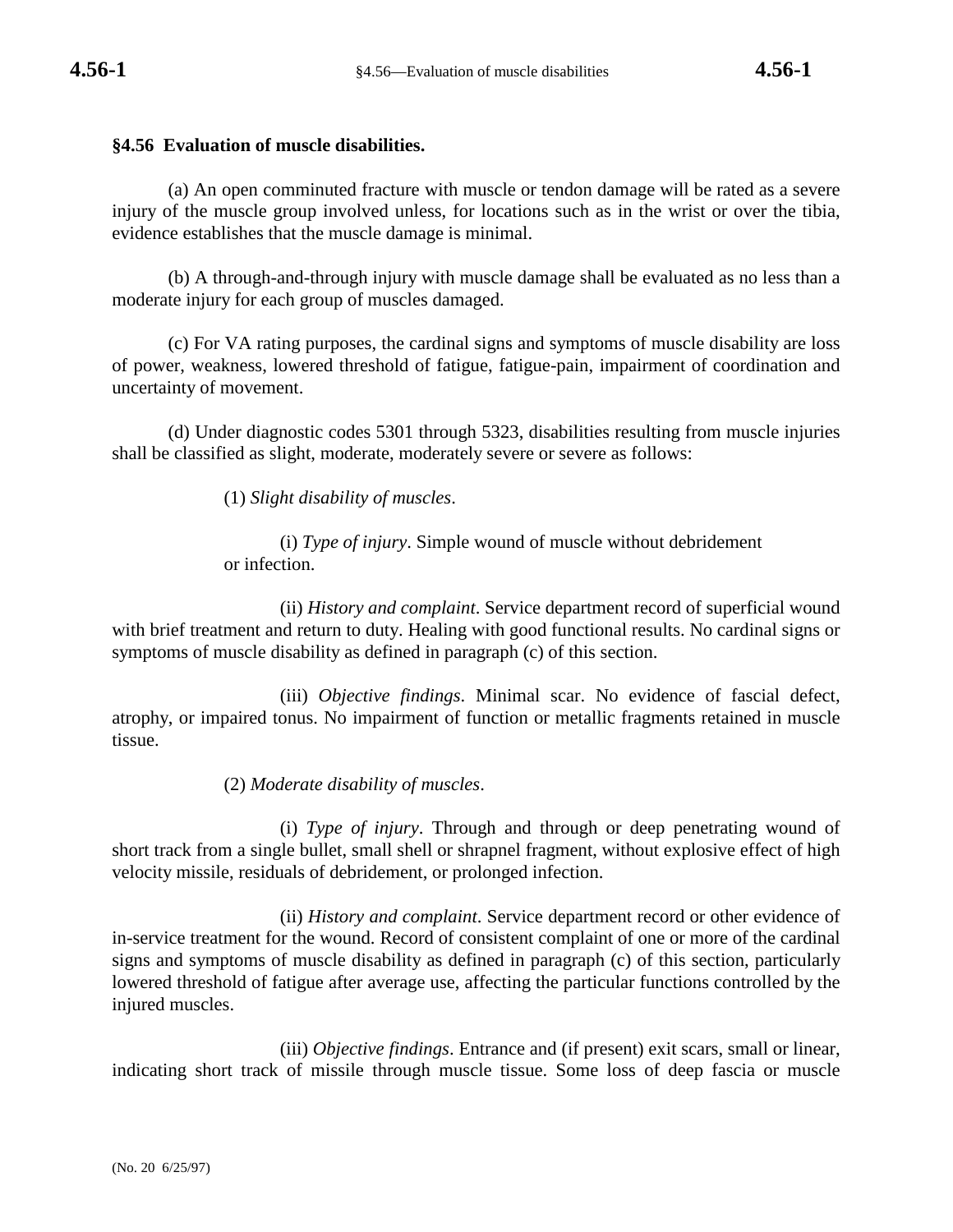## §4.56 Evaluation of muscle disabilities.

(a) An open comminuted fracture with muscle or tendon damage will be rated as a severe injury of the muscle group involved unless, for locations such as in the wrist or over the tibia, evidence establishes that the muscle damage is minimal.

(b) A through-and-through injury with muscle damage shall be evaluated as no less than a moderate injury for each group of muscles damaged.

(c) For VA rating purposes, the cardinal signs and symptoms of muscle disability are loss of power, weakness, lowered threshold of fatigue, fatigue-pain, impairment of coordination and uncertainty of movement.

(d) Under diagnostic codes 5301 through 5323, disabilities resulting from muscle injuries shall be classified as slight, moderate, moderately severe or severe as follows:

(1) *Slight disability of muscles*.

(i) *Type of injury*. Simple wound of muscle without debridement or infection.

(ii) *History and complaint*. Service department record of superficial wound with brief treatment and return to duty. Healing with good functional results. No cardinal signs or symptoms of muscle disability as defined in paragraph (c) of this section.

(iii) *Objective findings*. Minimal scar. No evidence of fascial defect, atrophy, or impaired tonus. No impairment of function or metallic fragments retained in muscle tissue.

(2) *Moderate disability of muscles*.

(i) *Type of injury*. Through and through or deep penetrating wound of short track from a single bullet, small shell or shrapnel fragment, without explosive effect of high velocity missile, residuals of debridement, or prolonged infection.

(ii) *History and complaint*. Service department record or other evidence of in-service treatment for the wound. Record of consistent complaint of one or more of the cardinal signs and symptoms of muscle disability as defined in paragraph (c) of this section, particularly lowered threshold of fatigue after average use, affecting the particular functions controlled by the injured muscles.

(iii) *Objective findings*. Entrance and (if present) exit scars, small or linear, indicating short track of missile through muscle tissue. Some loss of deep fascia or muscle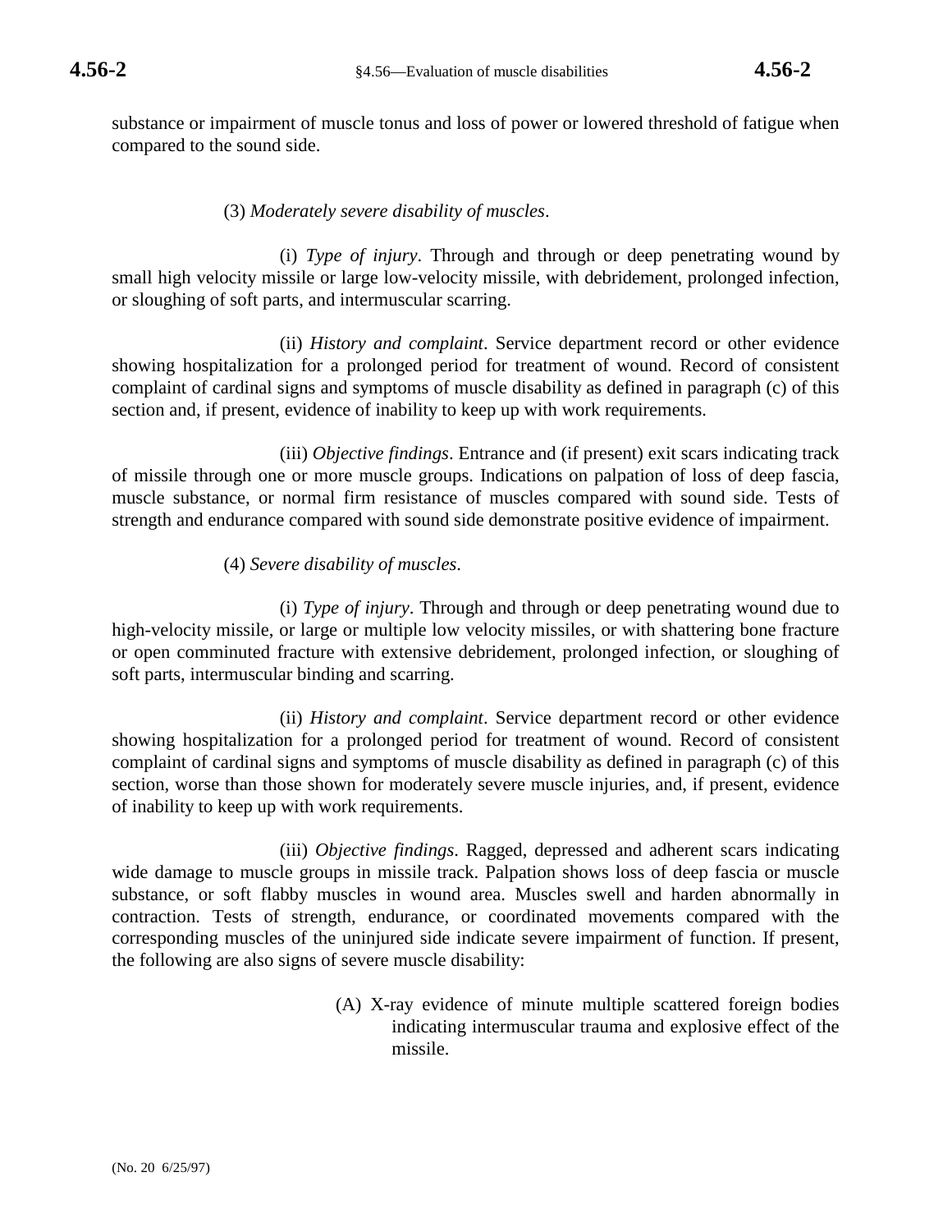substance or impairment of muscle tonus and loss of power or lowered threshold of fatigue when compared to the sound side.

(3) *Moderately severe disability of muscles*.

(i) *Type of injury*. Through and through or deep penetrating wound by small high velocity missile or large low-velocity missile, with debridement, prolonged infection, or sloughing of soft parts, and intermuscular scarring.

(ii) *History and complaint*. Service department record or other evidence showing hospitalization for a prolonged period for treatment of wound. Record of consistent complaint of cardinal signs and symptoms of muscle disability as defined in paragraph (c) of this section and, if present, evidence of inability to keep up with work requirements.

(iii) *Objective findings*. Entrance and (if present) exit scars indicating track of missile through one or more muscle groups. Indications on palpation of loss of deep fascia, muscle substance, or normal firm resistance of muscles compared with sound side. Tests of strength and endurance compared with sound side demonstrate positive evidence of impairment.

(4) *Severe disability of muscles*.

(i) *Type of injury*. Through and through or deep penetrating wound due to high-velocity missile, or large or multiple low velocity missiles, or with shattering bone fracture or open comminuted fracture with extensive debridement, prolonged infection, or sloughing of soft parts, intermuscular binding and scarring.

(ii) *History and complaint*. Service department record or other evidence showing hospitalization for a prolonged period for treatment of wound. Record of consistent complaint of cardinal signs and symptoms of muscle disability as defined in paragraph (c) of this section, worse than those shown for moderately severe muscle injuries, and, if present, evidence of inability to keep up with work requirements.

(iii) *Objective findings*. Ragged, depressed and adherent scars indicating wide damage to muscle groups in missile track. Palpation shows loss of deep fascia or muscle substance, or soft flabby muscles in wound area. Muscles swell and harden abnormally in contraction. Tests of strength, endurance, or coordinated movements compared with the corresponding muscles of the uninjured side indicate severe impairment of function. If present, the following are also signs of severe muscle disability:

(A) X-ray evidence of minute multiple scattered foreign bodies indicating intermuscular trauma and explosive effect of the missile.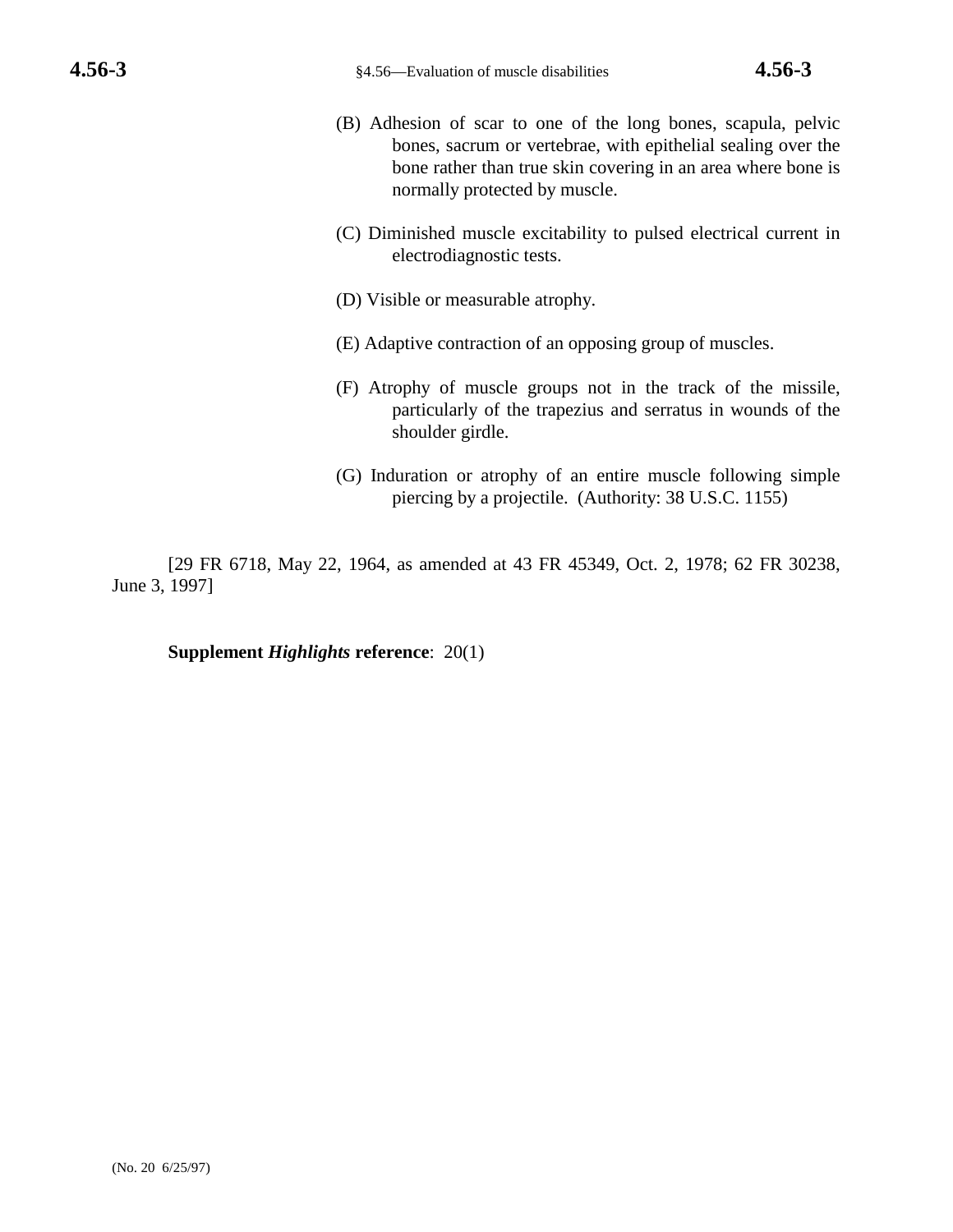(B) Adhesion of scar to one of the long bones, scapula, pelvic bones, sacrum or vertebrae, with epithelial sealing over the bone rather than true skin covering in an area where bone is normally protected by muscle.

(C) Diminished muscle excitability to pulsed electrical current in electrodiagnostic tests.

(D) Visible or measurable atrophy.

(E) Adaptive contraction of an opposing group of muscles.

(F) Atrophy of muscle groups not in the track of the missile, particularly of the trapezius and serratus in wounds of the shoulder girdle.

(G) Induration or atrophy of an entire muscle following simple piercing by a projectile. (Authority: 38 U.S.C. 1155)

[29 FR 6718, May 22, 1964, as amended at 43 FR 45349, Oct. 2, 1978; 62 FR 30238, June 3, 1997]

**Supplement *Highlights* reference**: 20(1)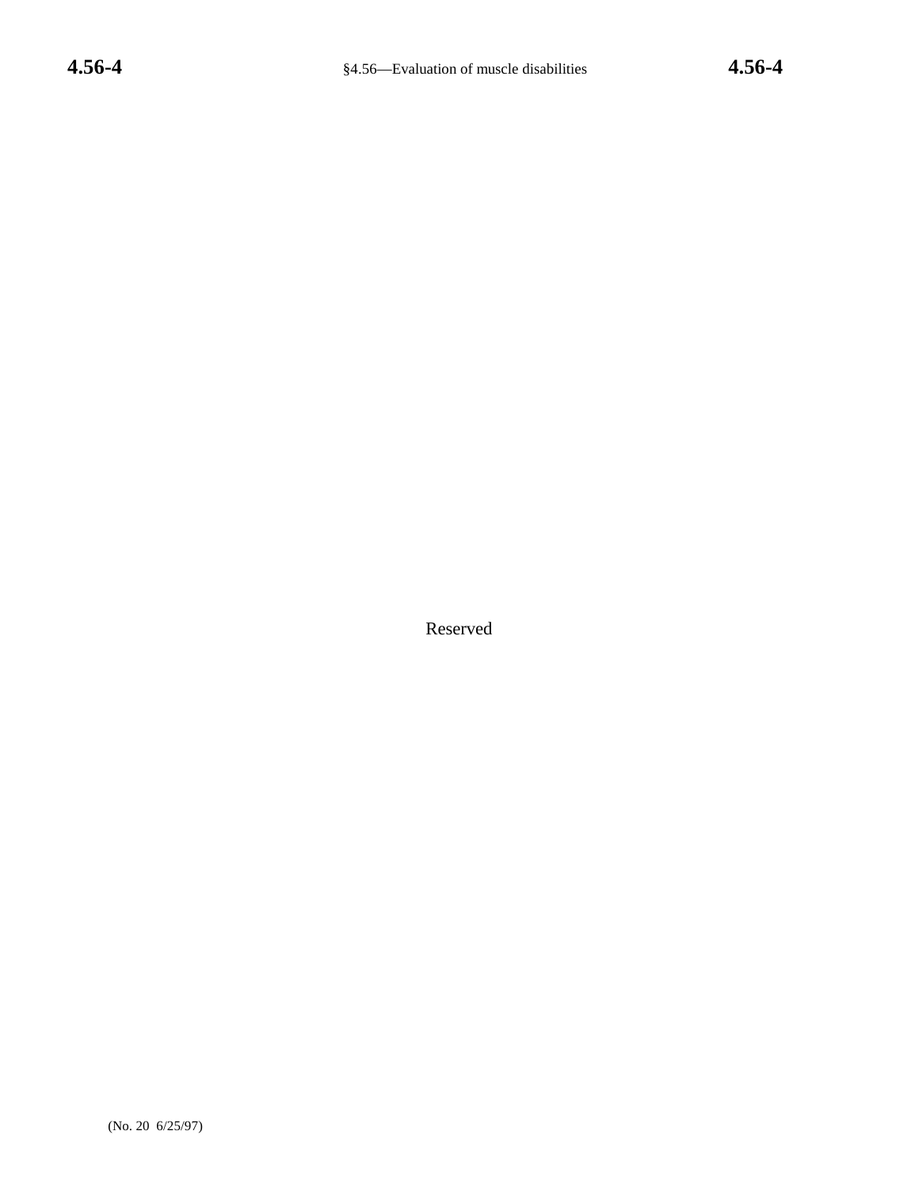Reserved